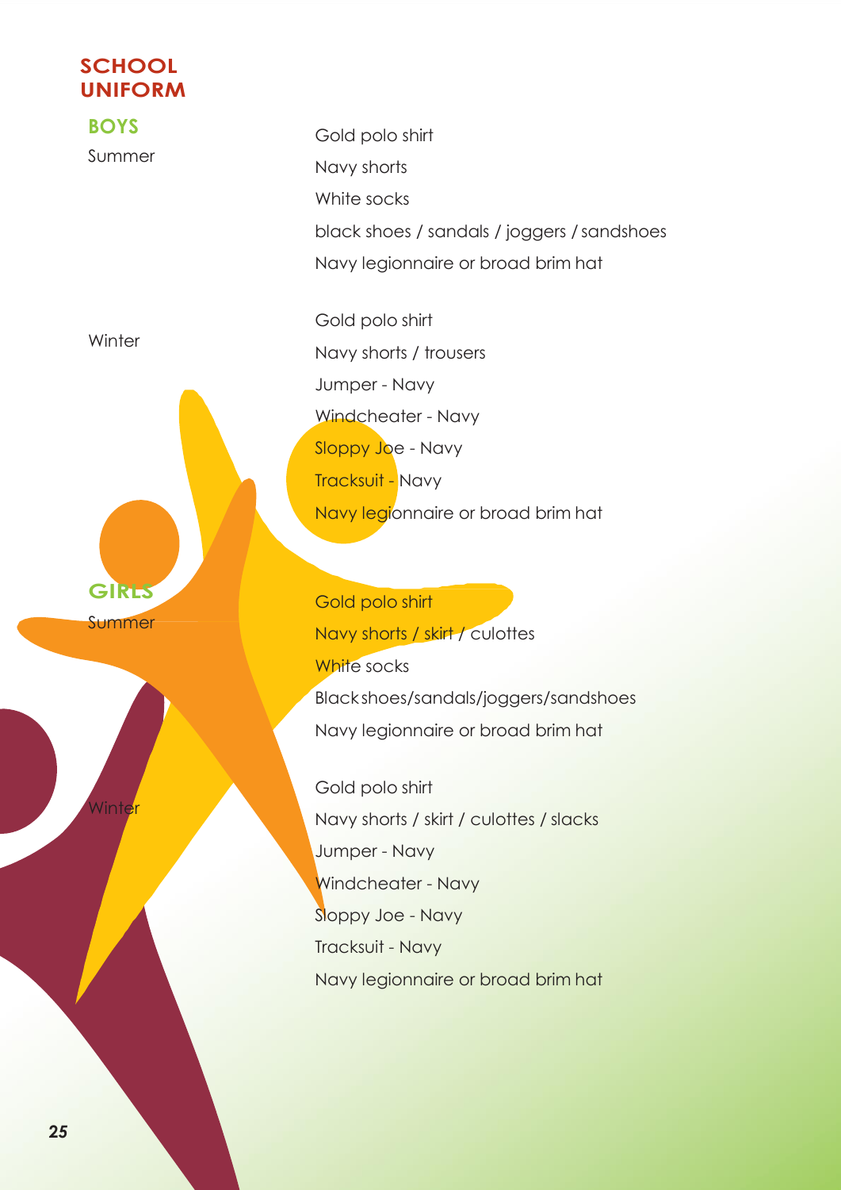# SCHOOL UNIFORM

## BOYS

**Summer**

- Gold polo shirt
- Navy shorts
- White socks
- black shoes / sandals / joggers / sandshoes
- Navy legionnaire or broad brim hat

**Winter**

- Gold polo shirt
- Navy shorts / trousers
- Jumper - Navy
- Windcheater - Navy
- Sloppy Joe - Navy
- Tracksuit - Navy
- Navy legionnaire or broad brim hat

## GIRLS

**Summer**

- Gold polo shirt
- Navy shorts / skirt / culottes
- White socks
- Black shoes/sandals/joggers/sandshoes
- Navy legionnaire or broad brim hat

**Winter**

- Gold polo shirt
- Navy shorts / skirt / culottes / slacks
- Jumper - Navy
- Windcheater - Navy
- Sloppy Joe - Navy
- Tracksuit - Navy
- Navy legionnaire or broad brim hat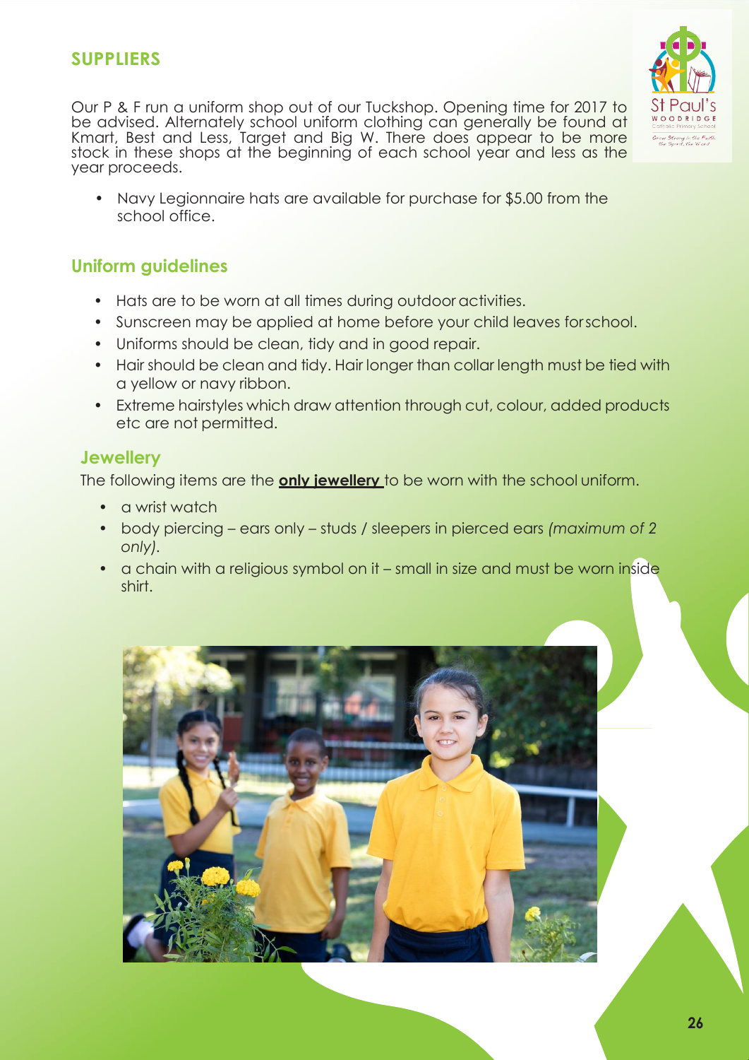## SUPPLIERS

Our P & F run a uniform shop out of our Tuckshop. Opening time for 2017 to be advised. Alternately school uniform clothing can generally be found at Kmart, Best and Less, Target and Big W. There does appear to be more stock in these shops at the beginning of each school year and less as the year proceeds.

- Navy Legionnaire hats are available for purchase for $5.00 from the school office.

## Uniform guidelines

- Hats are to be worn at all times during outdoor activities.
- Sunscreen may be applied at home before your child leaves for school.
- Uniforms should be clean, tidy and in good repair.
- Hair should be clean and tidy. Hair longer than collar length must be tied with a yellow or navy ribbon.
- Extreme hairstyles which draw attention through cut, colour, added products etc are not permitted.

### Jewellery

The following items are the **only jewellery** to be worn with the school uniform.

- a wrist watch
- body piercing – ears only – studs / sleepers in pierced ears *(maximum of 2 only)*.
- a chain with a religious symbol on it – small in size and must be worn inside shirt.